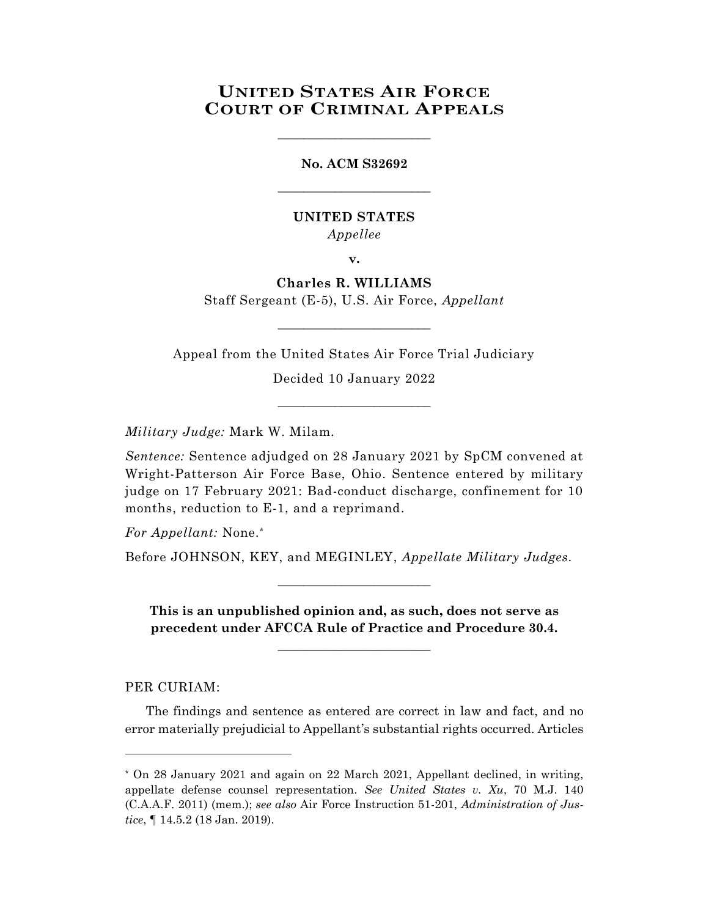# UNITED STATES AIR FORCE COURT OF CRIMINAL APPEALS

\_\_\_\_\_\_\_\_\_\_\_\_\_\_\_\_\_\_\_\_\_\_\_\_

**No. ACM S32692**

\_\_\_\_\_\_\_\_\_\_\_\_\_\_\_\_\_\_\_\_\_\_\_\_

**UNITED STATES**
*Appellee*

**v.**

**Charles R. WILLIAMS**
Staff Sergeant (E-5), U.S. Air Force, *Appellant*

\_\_\_\_\_\_\_\_\_\_\_\_\_\_\_\_\_\_\_\_\_\_\_\_

Appeal from the United States Air Force Trial Judiciary

Decided 10 January 2022

\_\_\_\_\_\_\_\_\_\_\_\_\_\_\_\_\_\_\_\_\_\_\_\_

*Military Judge:* Mark W. Milam.

*Sentence:* Sentence adjudged on 28 January 2021 by SpCM convened at Wright-Patterson Air Force Base, Ohio. Sentence entered by military judge on 17 February 2021: Bad-conduct discharge, confinement for 10 months, reduction to E-1, and a reprimand.

*For Appellant:* None.*

Before JOHNSON, KEY, and MEGINLEY, *Appellate Military Judges*.

\_\_\_\_\_\_\_\_\_\_\_\_\_\_\_\_\_\_\_\_\_\_\_\_

**This is an unpublished opinion and, as such, does not serve as precedent under AFCCA Rule of Practice and Procedure 30.4.**

\_\_\_\_\_\_\_\_\_\_\_\_\_\_\_\_\_\_\_\_\_\_\_\_

PER CURIAM:

The findings and sentence as entered are correct in law and fact, and no error materially prejudicial to Appellant's substantial rights occurred. Articles

---

* On 28 January 2021 and again on 22 March 2021, Appellant declined, in writing, appellate defense counsel representation. *See United States v. Xu*, 70 M.J. 140 (C.A.A.F. 2011) (mem.); *see also* Air Force Instruction 51-201, *Administration of Justice*, ¶ 14.5.2 (18 Jan. 2019).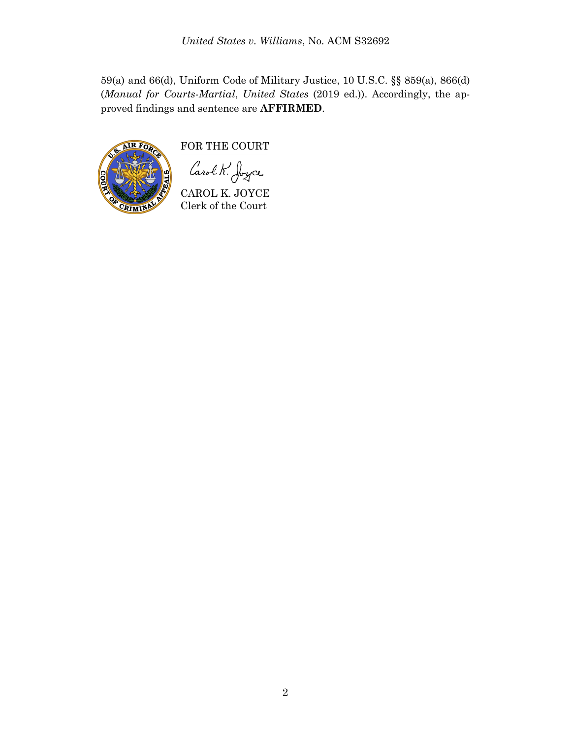59(a) and 66(d), Uniform Code of Military Justice, 10 U.S.C. §§ 859(a), 866(d) (*Manual for Courts-Martial*, *United States* (2019 ed.)). Accordingly, the approved findings and sentence are **AFFIRMED**.

FOR THE COURT

Carol K. Joyce

CAROL K. JOYCE
Clerk of the Court